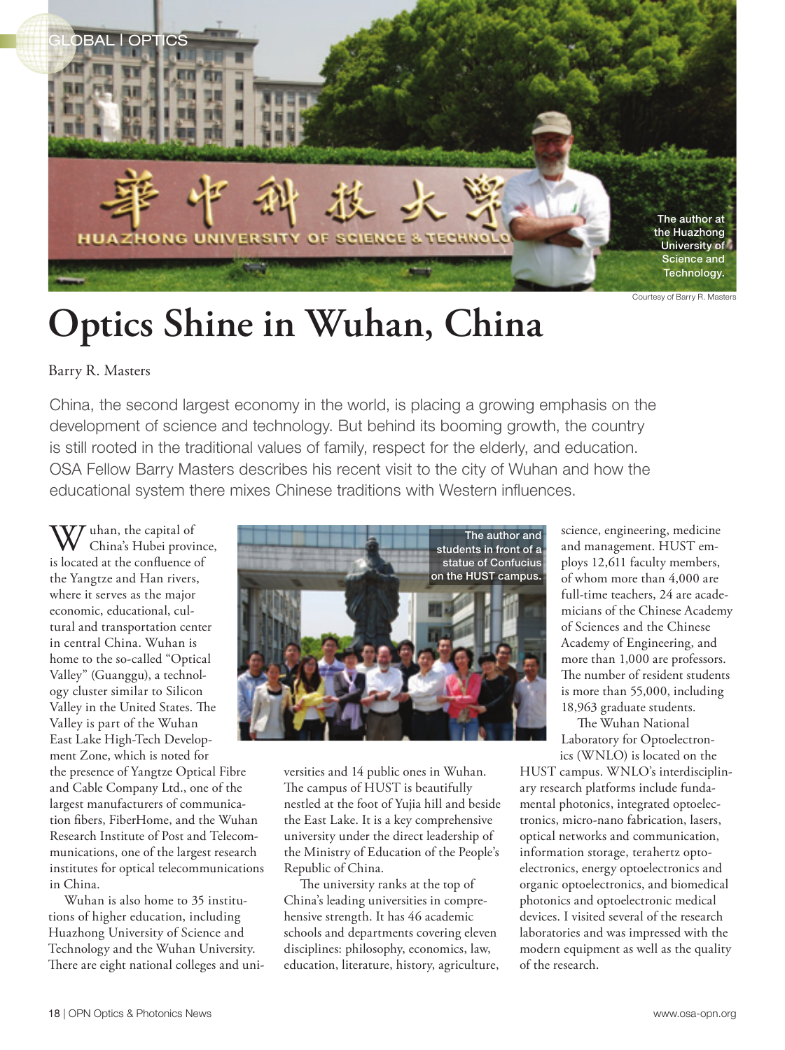The author at the Huazhong University of Science and Technology.

Courtesy of Barry R. Masters

# Optics Shine in Wuhan, China

Barry R. Masters

China, the second largest economy in the world, is placing a growing emphasis on the development of science and technology. But behind its booming growth, the country is still rooted in the traditional values of family, respect for the elderly, and education. OSA Fellow Barry Masters describes his recent visit to the city of Wuhan and how the educational system there mixes Chinese traditions with Western influences.

Wuhan, the capital of China's Hubei province, is located at the confluence of the Yangtze and Han rivers, where it serves as the major economic, educational, cultural and transportation center in central China. Wuhan is home to the so-called "Optical Valley" (Guanggu), a technology cluster similar to Silicon Valley in the United States. The Valley is part of the Wuhan East Lake High-Tech Development Zone, which is noted for the presence of Yangtze Optical Fibre and Cable Company Ltd., one of the largest manufacturers of communication fibers, FiberHome, and the Wuhan Research Institute of Post and Telecommunications, one of the largest research institutes for optical telecommunications in China.

Wuhan is also home to 35 institutions of higher education, including Huazhong University of Science and Technology and the Wuhan University. There are eight national colleges and universities and 14 public ones in Wuhan. The campus of HUST is beautifully nestled at the foot of Yujia hill and beside the East Lake. It is a key comprehensive university under the direct leadership of the Ministry of Education of the People's Republic of China.

The author and students in front of a statue of Confucius on the HUST campus.

The university ranks at the top of China's leading universities in comprehensive strength. It has 46 academic schools and departments covering eleven disciplines: philosophy, economics, law, education, literature, history, agriculture, science, engineering, medicine and management. HUST employs 12,611 faculty members, of whom more than 4,000 are full-time teachers, 24 are academicians of the Chinese Academy of Sciences and the Chinese Academy of Engineering, and more than 1,000 are professors. The number of resident students is more than 55,000, including 18,963 graduate students.

The Wuhan National Laboratory for Optoelectronics (WNLO) is located on the HUST campus. WNLO's interdisciplinary research platforms include fundamental photonics, integrated optoelectronics, micro-nano fabrication, lasers, optical networks and communication, information storage, terahertz optoelectronics, energy optoelectronics and organic optoelectronics, and biomedical photonics and optoelectronic medical devices. I visited several of the research laboratories and was impressed with the modern equipment as well as the quality of the research.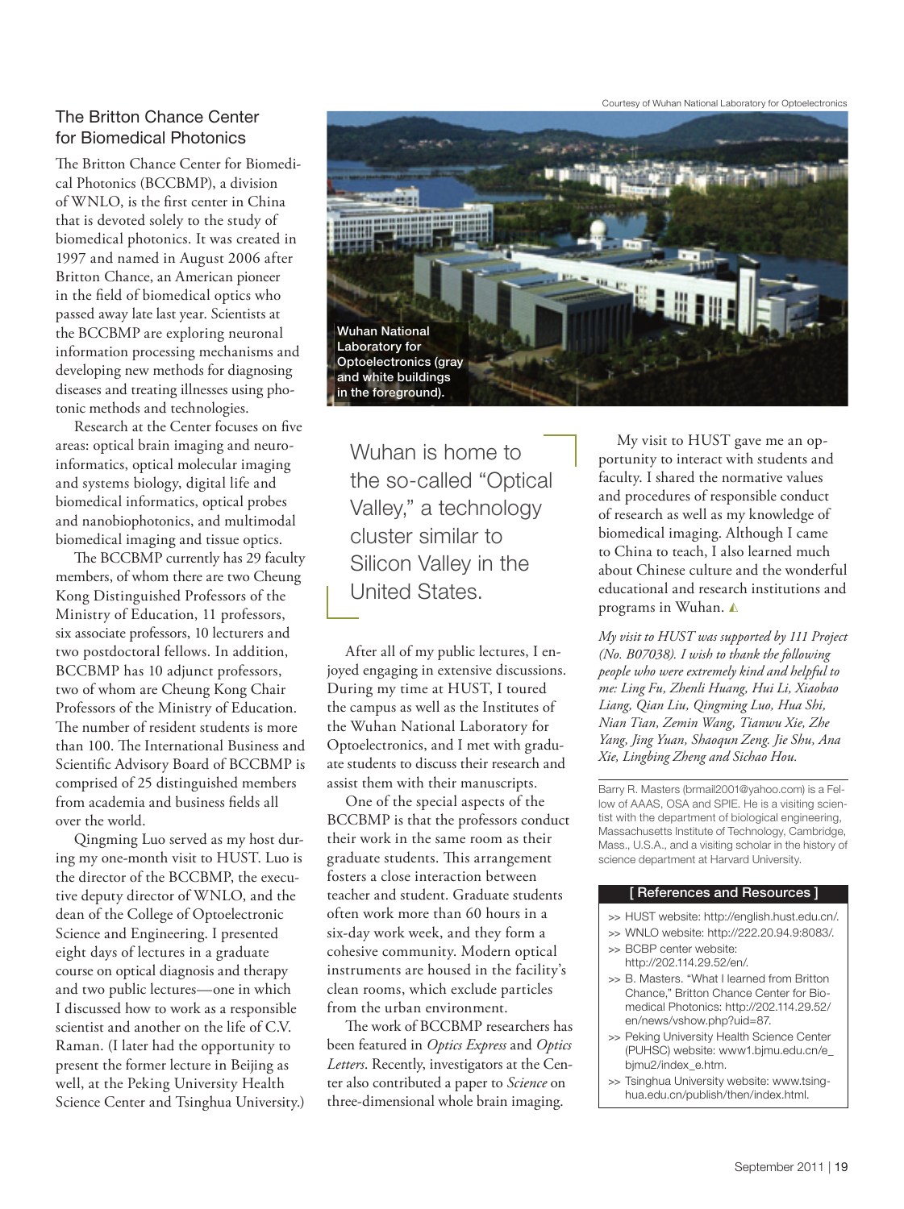## The Britton Chance Center for Biomedical Photonics

The Britton Chance Center for Biomedical Photonics (BCCBMP), a division of WNLO, is the first center in China that is devoted solely to the study of biomedical photonics. It was created in 1997 and named in August 2006 after Britton Chance, an American pioneer in the field of biomedical optics who passed away late last year. Scientists at the BCCBMP are exploring neuronal information processing mechanisms and developing new methods for diagnosing diseases and treating illnesses using photonic methods and technologies.

Research at the Center focuses on five areas: optical brain imaging and neuroinformatics, optical molecular imaging and systems biology, digital life and biomedical informatics, optical probes and nanobiophotonics, and multimodal biomedical imaging and tissue optics.

The BCCBMP currently has 29 faculty members, of whom there are two Cheung Kong Distinguished Professors of the Ministry of Education, 11 professors, six associate professors, 10 lecturers and two postdoctoral fellows. In addition, BCCBMP has 10 adjunct professors, two of whom are Cheung Kong Chair Professors of the Ministry of Education. The number of resident students is more than 100. The International Business and Scientific Advisory Board of BCCBMP is comprised of 25 distinguished members from academia and business fields all over the world.

Qingming Luo served as my host during my one-month visit to HUST. Luo is the director of the BCCBMP, the executive deputy director of WNLO, and the dean of the College of Optoelectronic Science and Engineering. I presented eight days of lectures in a graduate course on optical diagnosis and therapy and two public lectures—one in which I discussed how to work as a responsible scientist and another on the life of C.V. Raman. (I later had the opportunity to present the former lecture in Beijing as well, at the Peking University Health Science Center and Tsinghua University.)

Courtesy of Wuhan National Laboratory for Optoelectronics

Wuhan National Laboratory for Optoelectronics (gray and white buildings in the foreground).

Wuhan is home to the so-called "Optical Valley," a technology cluster similar to Silicon Valley in the United States.

After all of my public lectures, I enjoyed engaging in extensive discussions. During my time at HUST, I toured the campus as well as the Institutes of the Wuhan National Laboratory for Optoelectronics, and I met with graduate students to discuss their research and assist them with their manuscripts.

One of the special aspects of the BCCBMP is that the professors conduct their work in the same room as their graduate students. This arrangement fosters a close interaction between teacher and student. Graduate students often work more than 60 hours in a six-day work week, and they form a cohesive community. Modern optical instruments are housed in the facility's clean rooms, which exclude particles from the urban environment.

The work of BCCBMP researchers has been featured in *Optics Express* and *Optics Letters*. Recently, investigators at the Center also contributed a paper to *Science* on three-dimensional whole brain imaging.

My visit to HUST gave me an opportunity to interact with students and faculty. I shared the normative values and procedures of responsible conduct of research as well as my knowledge of biomedical imaging. Although I came to China to teach, I also learned much about Chinese culture and the wonderful educational and research institutions and programs in Wuhan.

*My visit to HUST was supported by 111 Project (No. B07038). I wish to thank the following people who were extremely kind and helpful to me: Ling Fu, Zhenli Huang, Hui Li, Xiaobao Liang, Qian Liu, Qingming Luo, Hua Shi, Nian Tian, Zemin Wang, Tianwu Xie, Zhe Yang, Jing Yuan, Shaoqun Zeng. Jie Shu, Ana Xie, Lingbing Zheng and Sichao Hou.*

Barry R. Masters (brmail2001@yahoo.com) is a Fellow of AAAS, OSA and SPIE. He is a visiting scientist with the department of biological engineering, Massachusetts Institute of Technology, Cambridge, Mass., U.S.A., and a visiting scholar in the history of science department at Harvard University.

### [ References and Resources ]

- >> HUST website: http://english.hust.edu.cn/.
- >> WNLO website: http://222.20.94.9:8083/.
- >> BCBP center website: http://202.114.29.52/en/.
- >> B. Masters. "What I learned from Britton Chance," Britton Chance Center for Biomedical Photonics: http://202.114.29.52/en/news/vshow.php?uid=87.
- >> Peking University Health Science Center (PUHSC) website: www1.bjmu.edu.cn/e_bjmu2/index_e.htm.
- >> Tsinghua University website: www.tsinghua.edu.cn/publish/then/index.html.